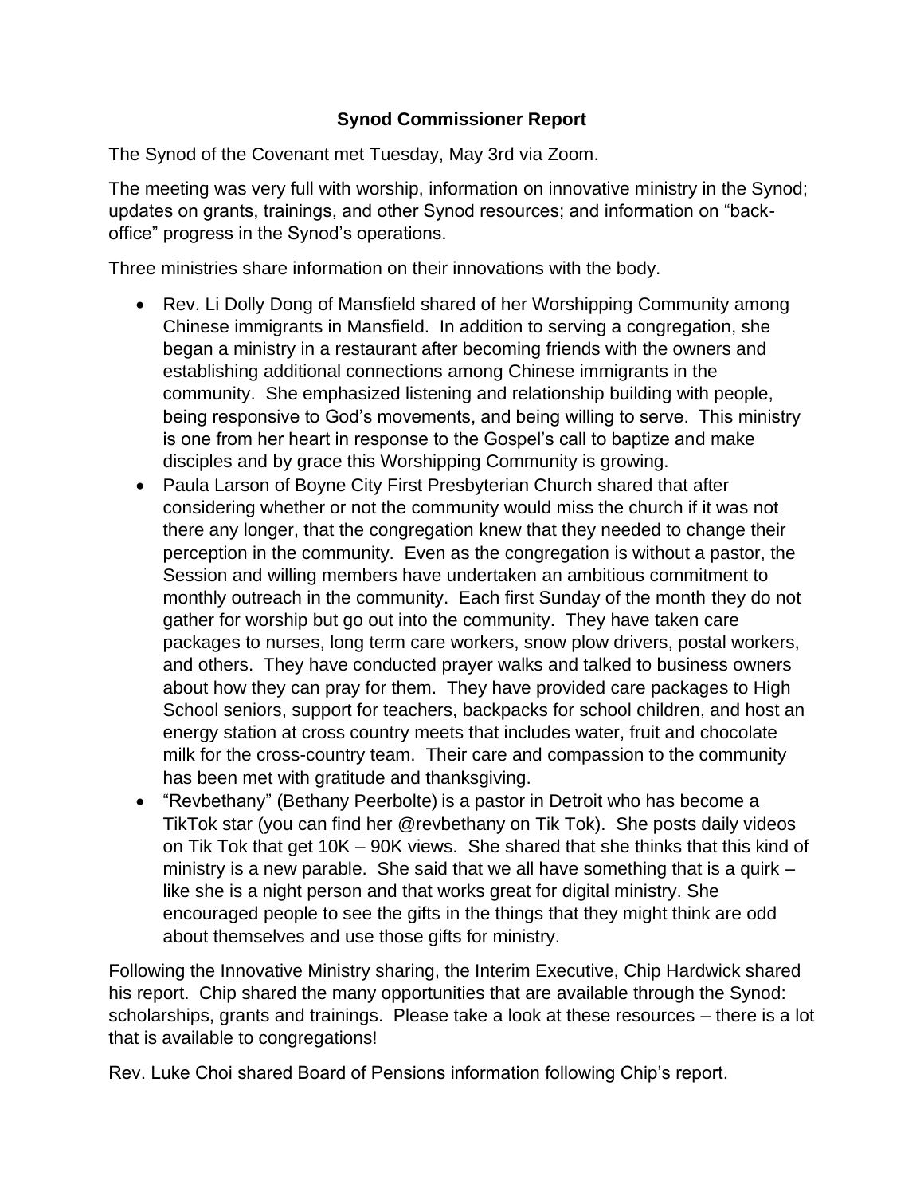# Synod Commissioner Report

The Synod of the Covenant met Tuesday, May 3rd via Zoom.

The meeting was very full with worship, information on innovative ministry in the Synod; updates on grants, trainings, and other Synod resources; and information on "back-office" progress in the Synod's operations.

Three ministries share information on their innovations with the body.

- Rev. Li Dolly Dong of Mansfield shared of her Worshipping Community among Chinese immigrants in Mansfield. In addition to serving a congregation, she began a ministry in a restaurant after becoming friends with the owners and establishing additional connections among Chinese immigrants in the community. She emphasized listening and relationship building with people, being responsive to God's movements, and being willing to serve. This ministry is one from her heart in response to the Gospel's call to baptize and make disciples and by grace this Worshipping Community is growing.
- Paula Larson of Boyne City First Presbyterian Church shared that after considering whether or not the community would miss the church if it was not there any longer, that the congregation knew that they needed to change their perception in the community. Even as the congregation is without a pastor, the Session and willing members have undertaken an ambitious commitment to monthly outreach in the community. Each first Sunday of the month they do not gather for worship but go out into the community. They have taken care packages to nurses, long term care workers, snow plow drivers, postal workers, and others. They have conducted prayer walks and talked to business owners about how they can pray for them. They have provided care packages to High School seniors, support for teachers, backpacks for school children, and host an energy station at cross country meets that includes water, fruit and chocolate milk for the cross-country team. Their care and compassion to the community has been met with gratitude and thanksgiving.
- "Revbethany" (Bethany Peerbolte) is a pastor in Detroit who has become a TikTok star (you can find her @revbethany on Tik Tok). She posts daily videos on Tik Tok that get 10K – 90K views. She shared that she thinks that this kind of ministry is a new parable. She said that we all have something that is a quirk – like she is a night person and that works great for digital ministry. She encouraged people to see the gifts in the things that they might think are odd about themselves and use those gifts for ministry.

Following the Innovative Ministry sharing, the Interim Executive, Chip Hardwick shared his report. Chip shared the many opportunities that are available through the Synod: scholarships, grants and trainings. Please take a look at these resources – there is a lot that is available to congregations!

Rev. Luke Choi shared Board of Pensions information following Chip's report.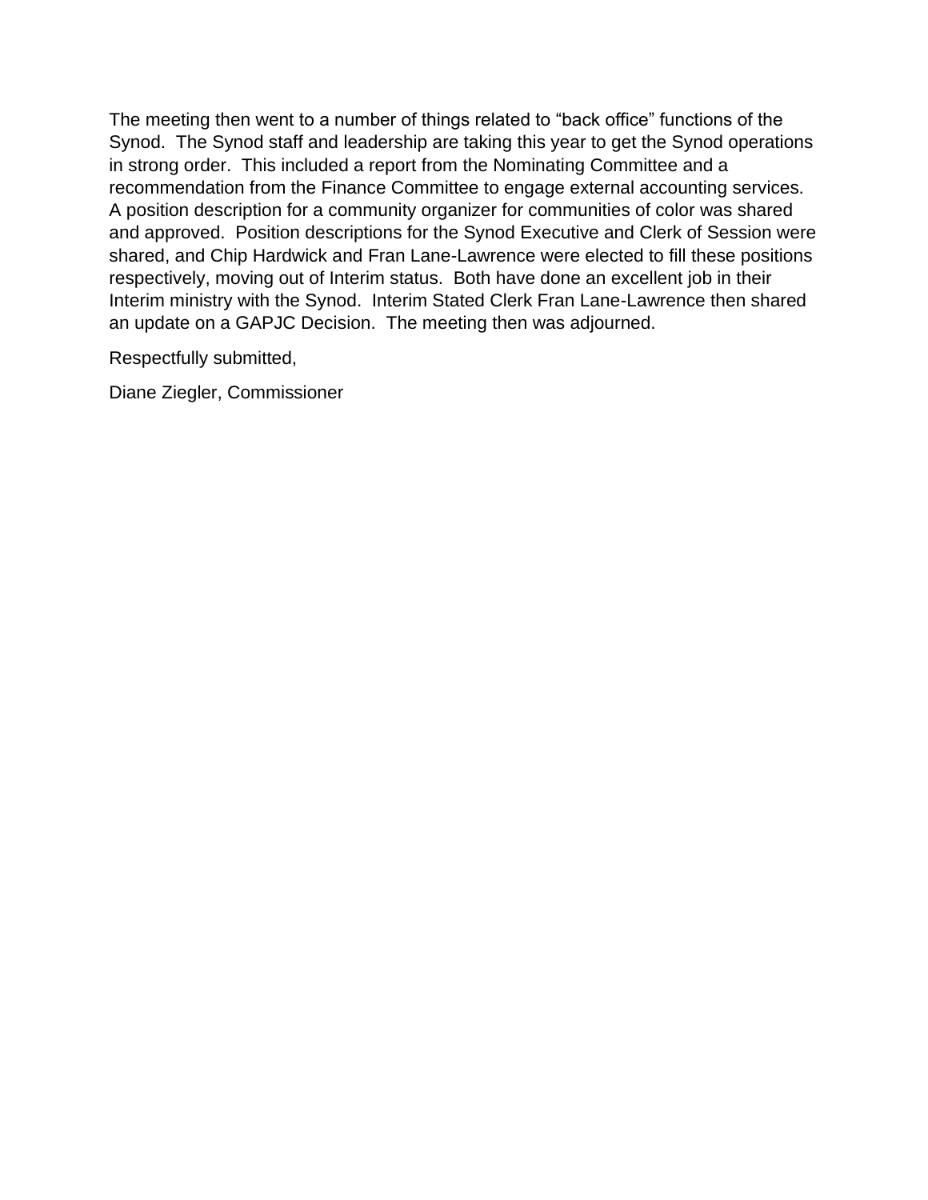The meeting then went to a number of things related to “back office” functions of the Synod. The Synod staff and leadership are taking this year to get the Synod operations in strong order. This included a report from the Nominating Committee and a recommendation from the Finance Committee to engage external accounting services. A position description for a community organizer for communities of color was shared and approved. Position descriptions for the Synod Executive and Clerk of Session were shared, and Chip Hardwick and Fran Lane-Lawrence were elected to fill these positions respectively, moving out of Interim status. Both have done an excellent job in their Interim ministry with the Synod. Interim Stated Clerk Fran Lane-Lawrence then shared an update on a GAPJC Decision. The meeting then was adjourned.

Respectfully submitted,

Diane Ziegler, Commissioner